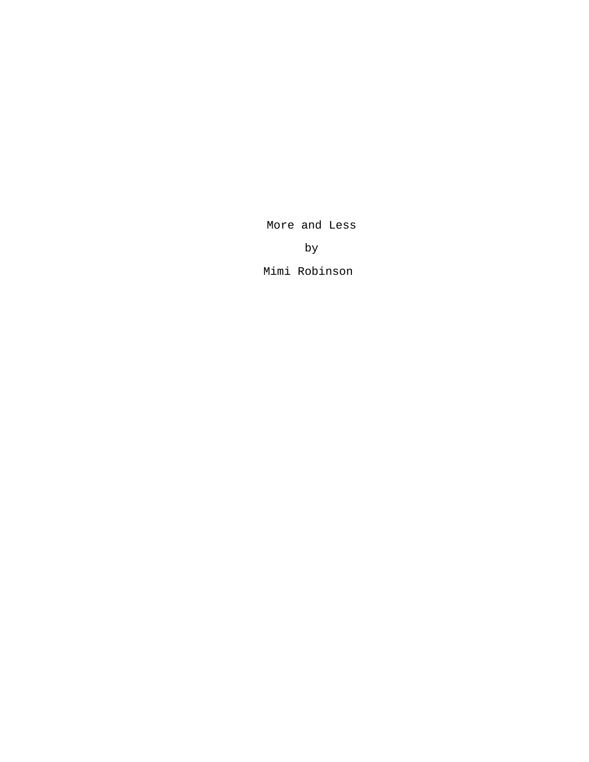More and Less

by

Mimi Robinson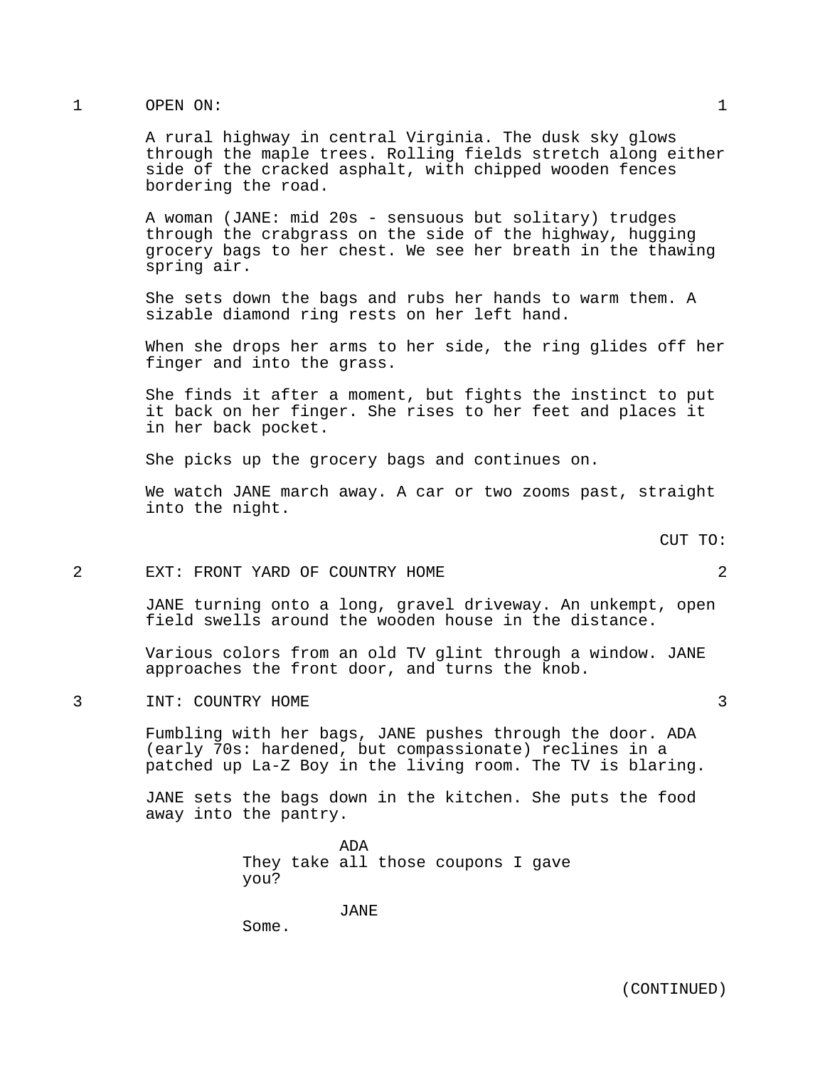1 OPEN ON: 1

A rural highway in central Virginia. The dusk sky glows through the maple trees. Rolling fields stretch along either side of the cracked asphalt, with chipped wooden fences bordering the road.

A woman (JANE: mid 20s - sensuous but solitary) trudges through the crabgrass on the side of the highway, hugging grocery bags to her chest. We see her breath in the thawing spring air.

She sets down the bags and rubs her hands to warm them. A sizable diamond ring rests on her left hand.

When she drops her arms to her side, the ring glides off her finger and into the grass.

She finds it after a moment, but fights the instinct to put it back on her finger. She rises to her feet and places it in her back pocket.

She picks up the grocery bags and continues on.

We watch JANE march away. A car or two zooms past, straight into the night.

CUT TO:

2 EXT: FRONT YARD OF COUNTRY HOME 2

JANE turning onto a long, gravel driveway. An unkempt, open field swells around the wooden house in the distance.

Various colors from an old TV glint through a window. JANE approaches the front door, and turns the knob.

3 INT: COUNTRY HOME 3

Fumbling with her bags, JANE pushes through the door. ADA (early 70s: hardened, but compassionate) reclines in a patched up La-Z Boy in the living room. The TV is blaring.

JANE sets the bags down in the kitchen. She puts the food away into the pantry.

ADA
They take all those coupons I gave you?

JANE
Some.

(CONTINUED)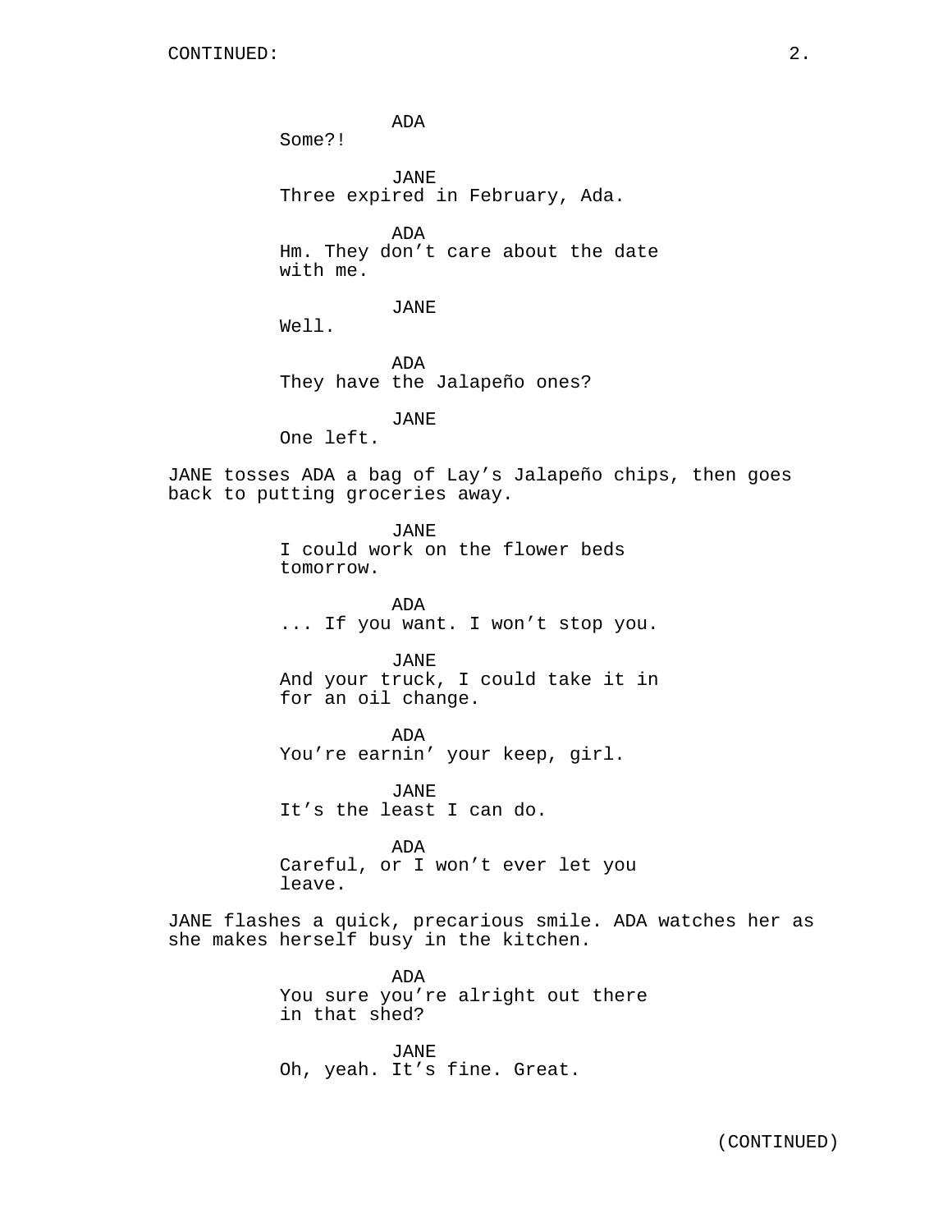ADA
Some?!

JANE
Three expired in February, Ada.

ADA
Hm. They don’t care about the date with me.

JANE
Well.

ADA
They have the Jalapeño ones?

JANE
One left.

JANE tosses ADA a bag of Lay’s Jalapeño chips, then goes back to putting groceries away.

JANE
I could work on the flower beds tomorrow.

ADA
... If you want. I won’t stop you.

JANE
And your truck, I could take it in for an oil change.

ADA
You’re earnin’ your keep, girl.

JANE
It’s the least I can do.

ADA
Careful, or I won’t ever let you leave.

JANE flashes a quick, precarious smile. ADA watches her as she makes herself busy in the kitchen.

ADA
You sure you’re alright out there in that shed?

JANE
Oh, yeah. It’s fine. Great.

(CONTINUED)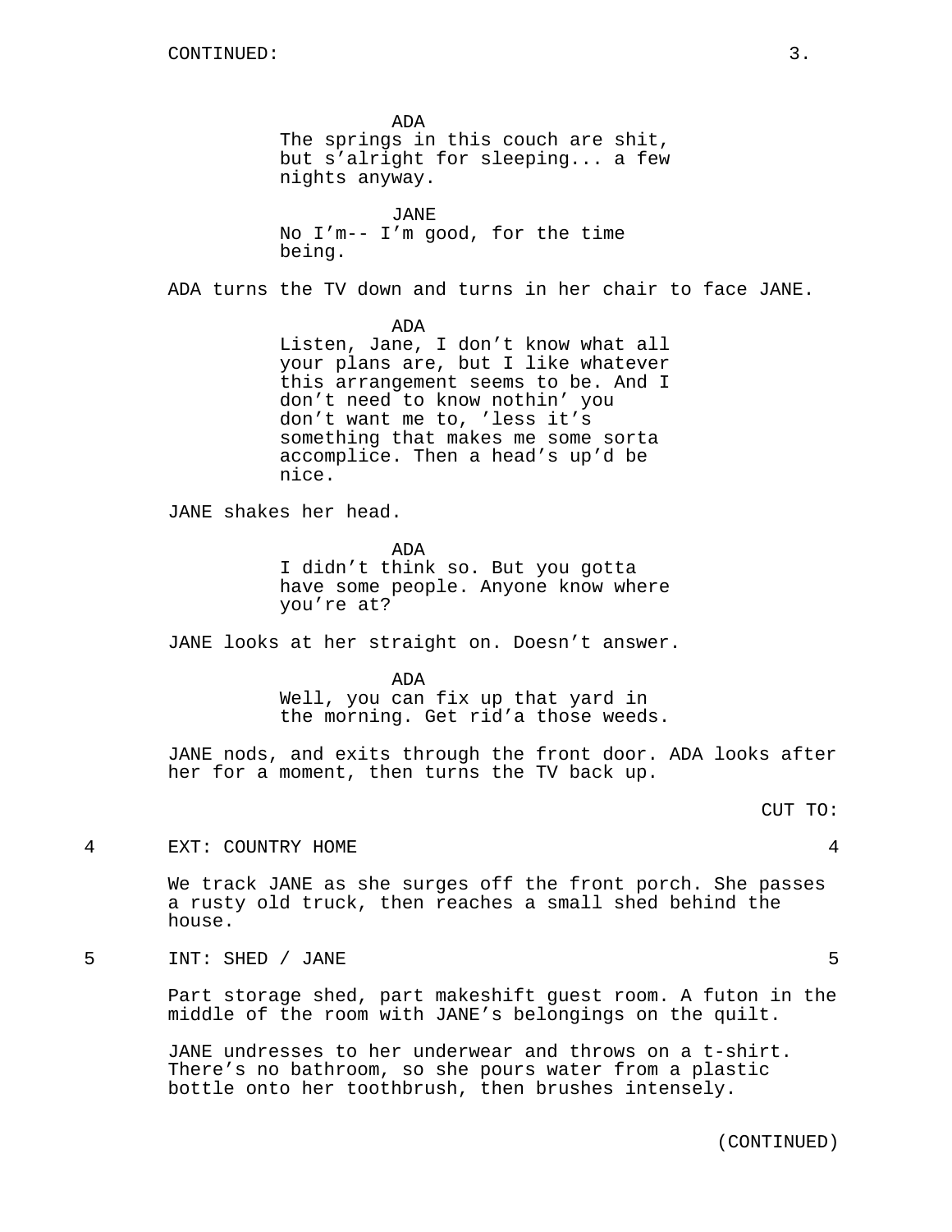ADA
The springs in this couch are shit, but s'alright for sleeping... a few nights anyway.

JANE
No I'm-- I'm good, for the time being.

ADA turns the TV down and turns in her chair to face JANE.

ADA
Listen, Jane, I don't know what all your plans are, but I like whatever this arrangement seems to be. And I don't need to know nothin' you don't want me to, 'less it's something that makes me some sorta accomplice. Then a head's up'd be nice.

JANE shakes her head.

ADA
I didn't think so. But you gotta have some people. Anyone know where you're at?

JANE looks at her straight on. Doesn't answer.

ADA
Well, you can fix up that yard in the morning. Get rid'a those weeds.

JANE nods, and exits through the front door. ADA looks after her for a moment, then turns the TV back up.

CUT TO:

4 EXT: COUNTRY HOME 4

We track JANE as she surges off the front porch. She passes a rusty old truck, then reaches a small shed behind the house.

5 INT: SHED / JANE 5

Part storage shed, part makeshift guest room. A futon in the middle of the room with JANE's belongings on the quilt.

JANE undresses to her underwear and throws on a t-shirt. There's no bathroom, so she pours water from a plastic bottle onto her toothbrush, then brushes intensely.

(CONTINUED)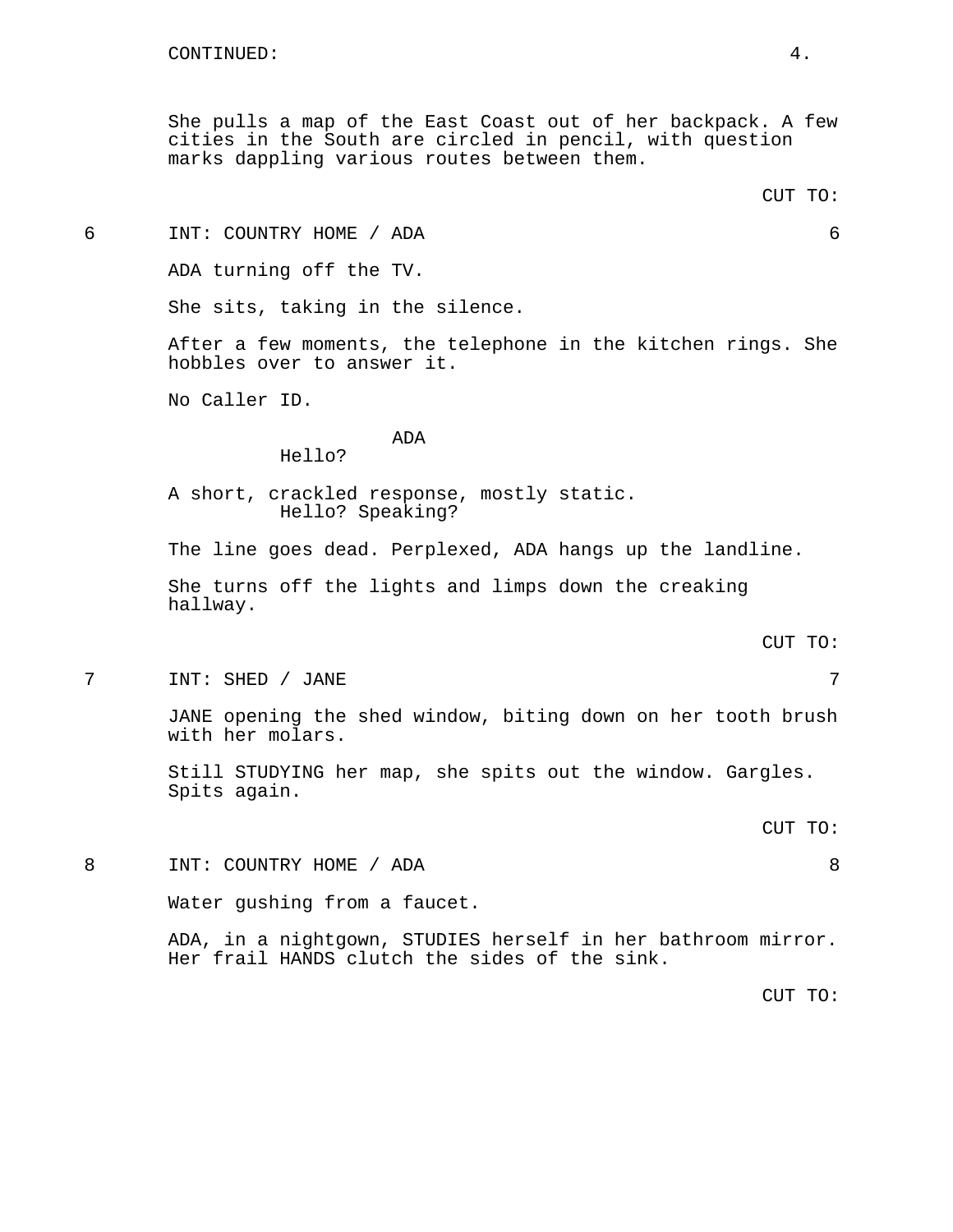CONTINUED:

She pulls a map of the East Coast out of her backpack. A few cities in the South are circled in pencil, with question marks dappling various routes between them.

CUT TO:

6 INT: COUNTRY HOME / ADA 6

ADA turning off the TV.

She sits, taking in the silence.

After a few moments, the telephone in the kitchen rings. She hobbles over to answer it.

No Caller ID.

ADA
Hello?

A short, crackled response, mostly static.
Hello? Speaking?

The line goes dead. Perplexed, ADA hangs up the landline.

She turns off the lights and limps down the creaking hallway.

CUT TO:

7 INT: SHED / JANE 7

JANE opening the shed window, biting down on her tooth brush with her molars.

Still STUDYING her map, she spits out the window. Gargles. Spits again.

CUT TO:

8 INT: COUNTRY HOME / ADA 8

Water gushing from a faucet.

ADA, in a nightgown, STUDIES herself in her bathroom mirror. Her frail HANDS clutch the sides of the sink.

CUT TO: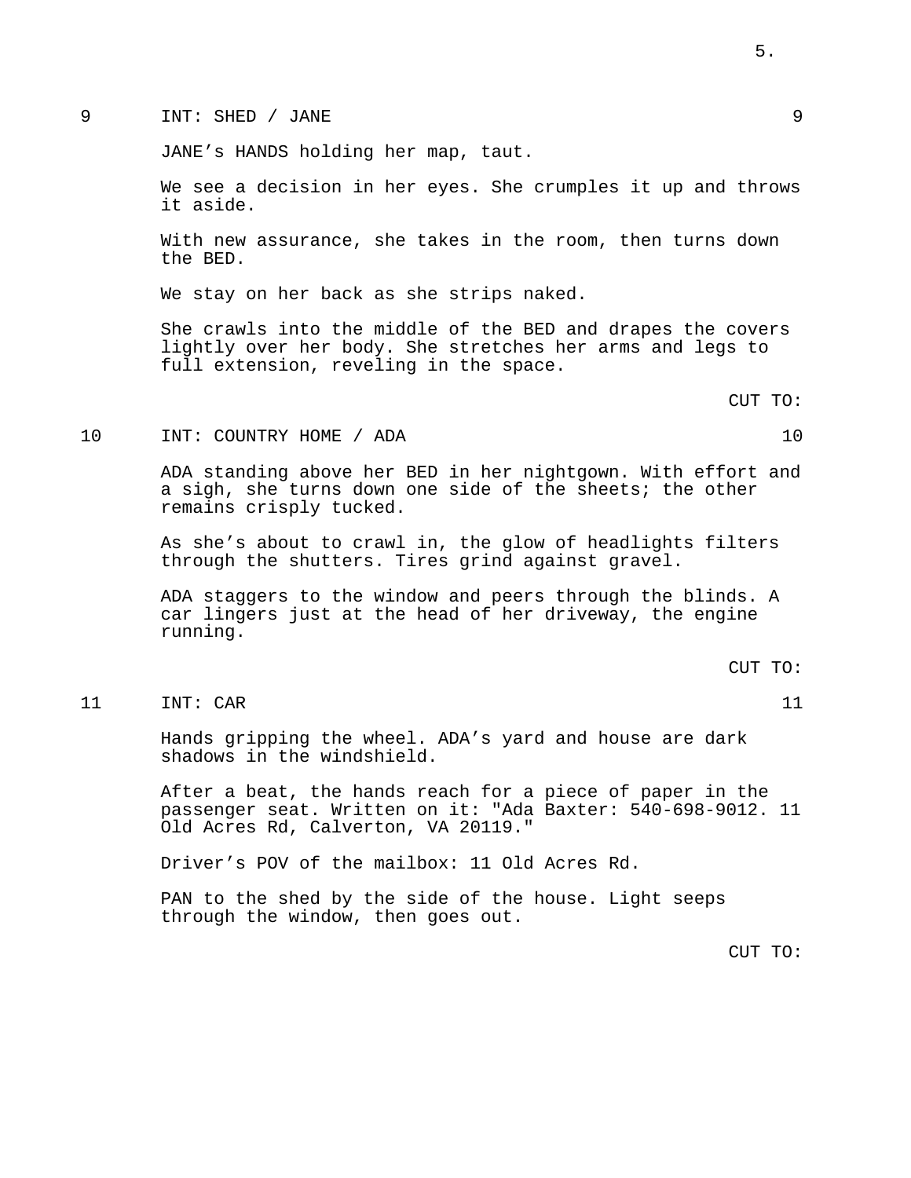9 INT: SHED / JANE 9

JANE’s HANDS holding her map, taut.

We see a decision in her eyes. She crumples it up and throws it aside.

With new assurance, she takes in the room, then turns down the BED.

We stay on her back as she strips naked.

She crawls into the middle of the BED and drapes the covers lightly over her body. She stretches her arms and legs to full extension, reveling in the space.

CUT TO:

10 INT: COUNTRY HOME / ADA 10

ADA standing above her BED in her nightgown. With effort and a sigh, she turns down one side of the sheets; the other remains crisply tucked.

As she’s about to crawl in, the glow of headlights filters through the shutters. Tires grind against gravel.

ADA staggers to the window and peers through the blinds. A car lingers just at the head of her driveway, the engine running.

CUT TO:

11 INT: CAR 11

Hands gripping the wheel. ADA’s yard and house are dark shadows in the windshield.

After a beat, the hands reach for a piece of paper in the passenger seat. Written on it: "Ada Baxter: 540-698-9012. 11 Old Acres Rd, Calverton, VA 20119."

Driver’s POV of the mailbox: 11 Old Acres Rd.

PAN to the shed by the side of the house. Light seeps through the window, then goes out.

CUT TO: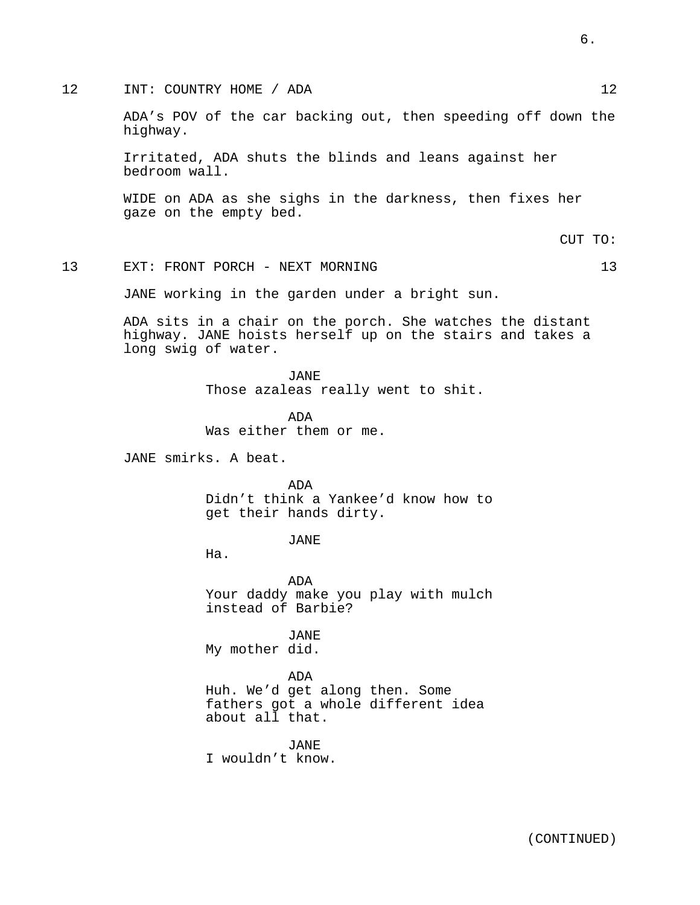12 INT: COUNTRY HOME / ADA 12

ADA's POV of the car backing out, then speeding off down the highway.

Irritated, ADA shuts the blinds and leans against her bedroom wall.

WIDE on ADA as she sighs in the darkness, then fixes her gaze on the empty bed.

CUT TO:

13 EXT: FRONT PORCH - NEXT MORNING 13

JANE working in the garden under a bright sun.

ADA sits in a chair on the porch. She watches the distant highway. JANE hoists herself up on the stairs and takes a long swig of water.

JANE
Those azaleas really went to shit.

ADA
Was either them or me.

JANE smirks. A beat.

ADA
Didn't think a Yankee'd know how to get their hands dirty.

JANE
Ha.

ADA
Your daddy make you play with mulch instead of Barbie?

JANE
My mother did.

ADA
Huh. We'd get along then. Some fathers got a whole different idea about all that.

JANE
I wouldn't know.

(CONTINUED)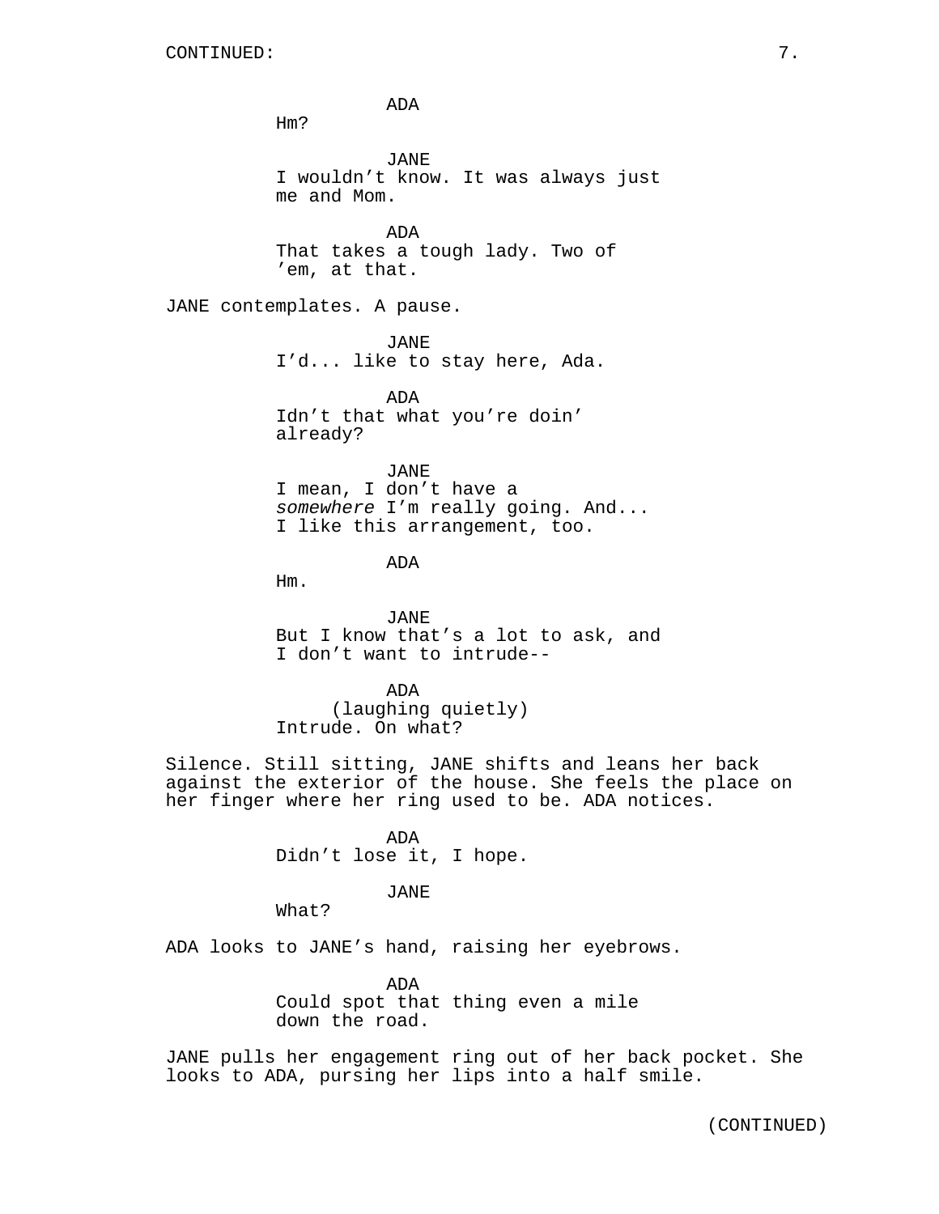CONTINUED:

ADA

Hm?

JANE

I wouldn’t know. It was always just me and Mom.

ADA

That takes a tough lady. Two of ’em, at that.

JANE contemplates. A pause.

JANE

I’d... like to stay here, Ada.

ADA

Idn’t that what you’re doin’ already?

JANE

I mean, I don’t have a *somewhere* I’m really going. And... I like this arrangement, too.

ADA

Hm.

JANE

But I know that’s a lot to ask, and I don’t want to intrude--

ADA

(laughing quietly)

Intrude. On what?

Silence. Still sitting, JANE shifts and leans her back against the exterior of the house. She feels the place on her finger where her ring used to be. ADA notices.

ADA

Didn’t lose it, I hope.

JANE

What?

ADA looks to JANE’s hand, raising her eyebrows.

ADA

Could spot that thing even a mile down the road.

JANE pulls her engagement ring out of her back pocket. She looks to ADA, pursing her lips into a half smile.

(CONTINUED)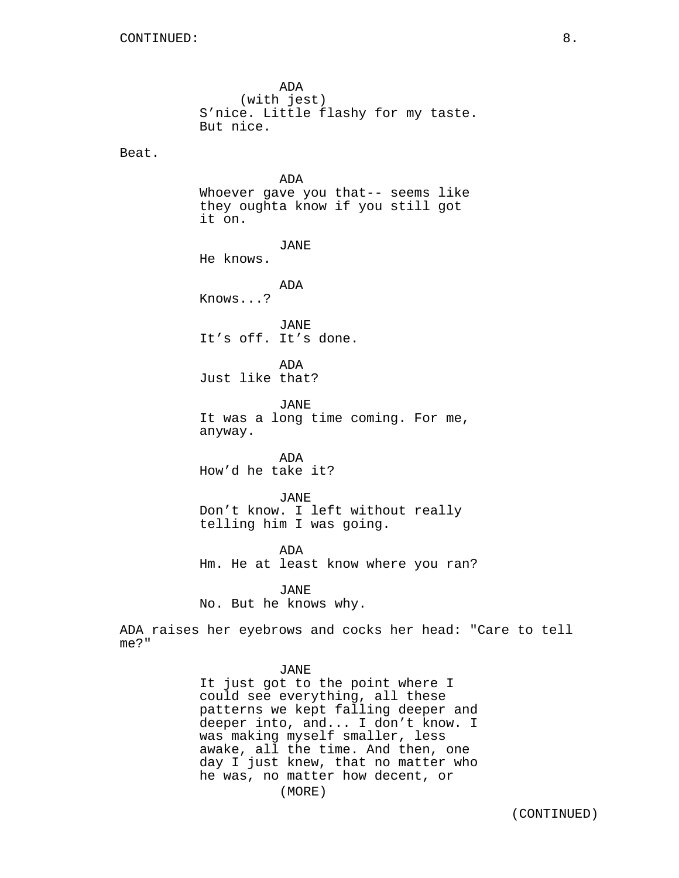ADA
(with jest)
S'nice. Little flashy for my taste. But nice.

Beat.

ADA
Whoever gave you that-- seems like they oughta know if you still got it on.

JANE
He knows.

ADA
Knows...?

JANE
It's off. It's done.

ADA
Just like that?

JANE
It was a long time coming. For me, anyway.

ADA
How'd he take it?

JANE
Don't know. I left without really telling him I was going.

ADA
Hm. He at least know where you ran?

JANE
No. But he knows why.

ADA raises her eyebrows and cocks her head: "Care to tell me?"

JANE
It just got to the point where I could see everything, all these patterns we kept falling deeper and deeper into, and... I don't know. I was making myself smaller, less awake, all the time. And then, one day I just knew, that no matter who he was, no matter how decent, or
(MORE)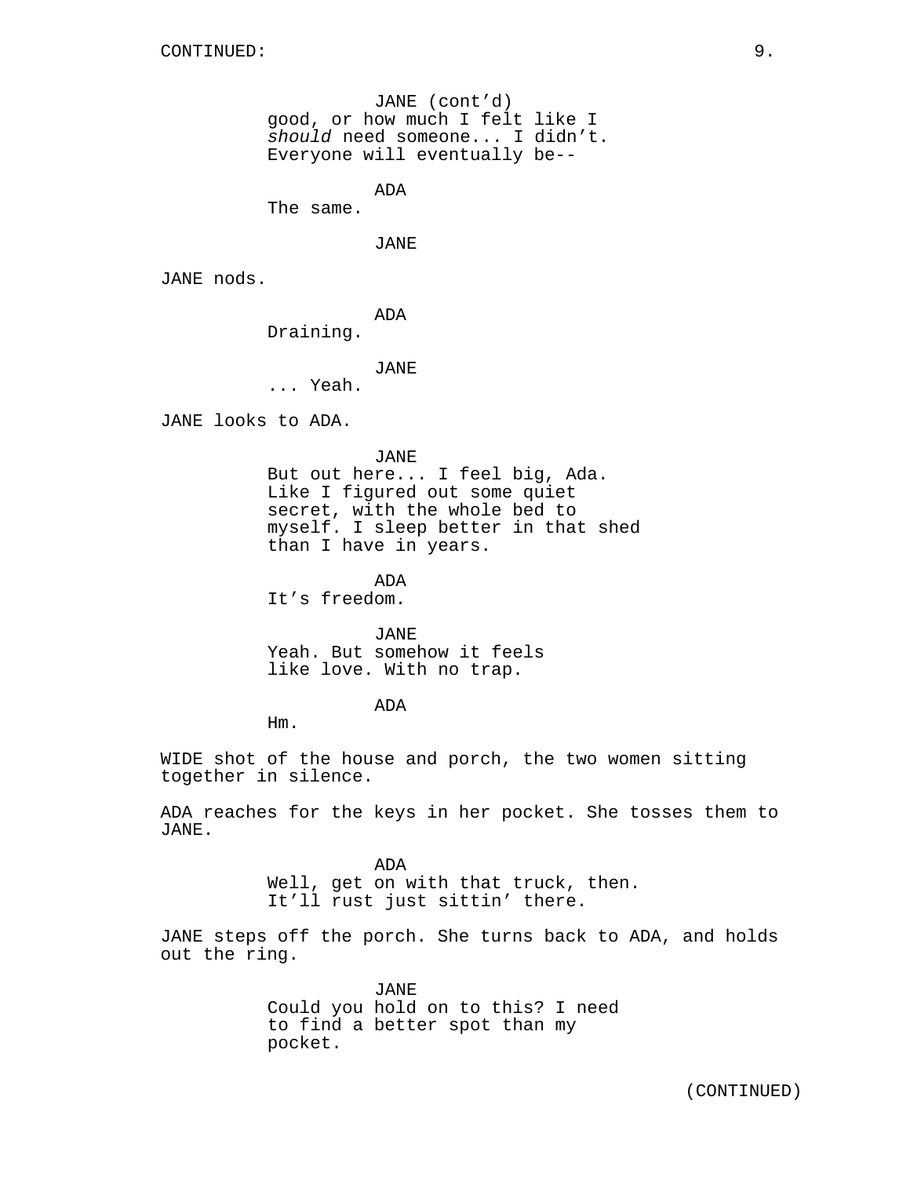CONTINUED:

JANE (cont'd)
good, or how much I felt like I *should* need someone... I didn't. Everyone will eventually be--

ADA
The same.

JANE

JANE nods.

ADA
Draining.

JANE
... Yeah.

JANE looks to ADA.

JANE
But out here... I feel big, Ada. Like I figured out some quiet secret, with the whole bed to myself. I sleep better in that shed than I have in years.

ADA
It's freedom.

JANE
Yeah. But somehow it feels like love. With no trap.

ADA
Hm.

WIDE shot of the house and porch, the two women sitting together in silence.

ADA reaches for the keys in her pocket. She tosses them to JANE.

ADA
Well, get on with that truck, then. It'll rust just sittin' there.

JANE steps off the porch. She turns back to ADA, and holds out the ring.

JANE
Could you hold on to this? I need to find a better spot than my pocket.

(CONTINUED)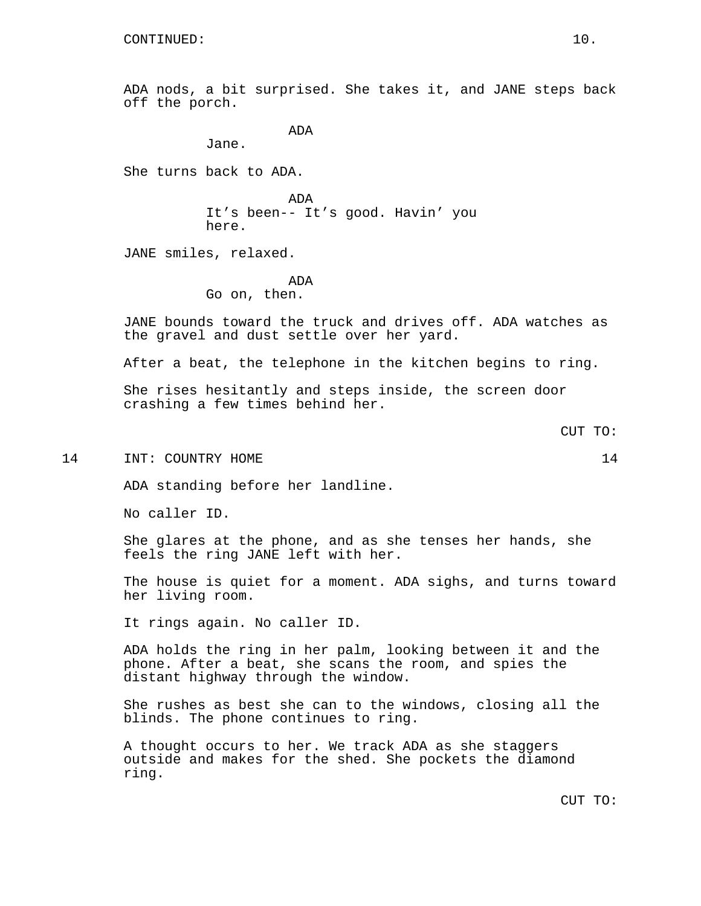CONTINUED:

ADA nods, a bit surprised. She takes it, and JANE steps back off the porch.

ADA
Jane.

She turns back to ADA.

ADA
It's been-- It's good. Havin' you here.

JANE smiles, relaxed.

ADA
Go on, then.

JANE bounds toward the truck and drives off. ADA watches as the gravel and dust settle over her yard.

After a beat, the telephone in the kitchen begins to ring.

She rises hesitantly and steps inside, the screen door crashing a few times behind her.

CUT TO:

14 INT: COUNTRY HOME 14

ADA standing before her landline.

No caller ID.

She glares at the phone, and as she tenses her hands, she feels the ring JANE left with her.

The house is quiet for a moment. ADA sighs, and turns toward her living room.

It rings again. No caller ID.

ADA holds the ring in her palm, looking between it and the phone. After a beat, she scans the room, and spies the distant highway through the window.

She rushes as best she can to the windows, closing all the blinds. The phone continues to ring.

A thought occurs to her. We track ADA as she staggers outside and makes for the shed. She pockets the diamond ring.

CUT TO: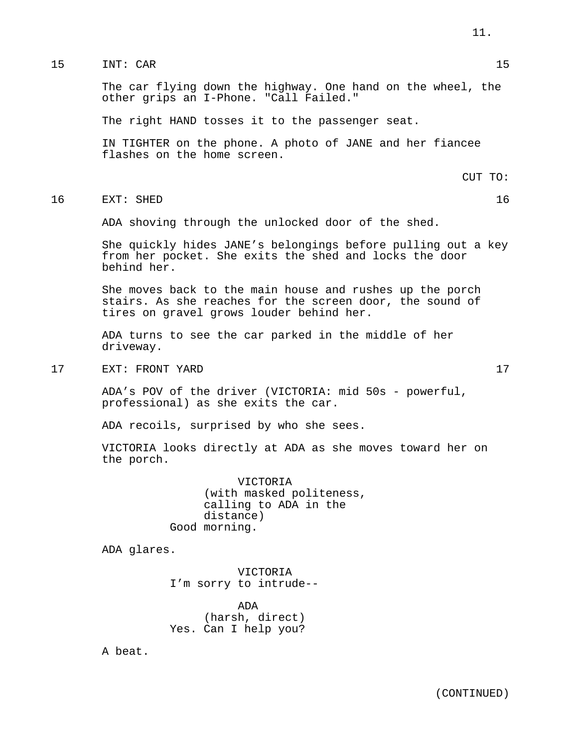15 INT: CAR 15

The car flying down the highway. One hand on the wheel, the other grips an I-Phone. "Call Failed."

The right HAND tosses it to the passenger seat.

IN TIGHTER on the phone. A photo of JANE and her fiancee flashes on the home screen.

CUT TO:

16 EXT: SHED 16

ADA shoving through the unlocked door of the shed.

She quickly hides JANE's belongings before pulling out a key from her pocket. She exits the shed and locks the door behind her.

She moves back to the main house and rushes up the porch stairs. As she reaches for the screen door, the sound of tires on gravel grows louder behind her.

ADA turns to see the car parked in the middle of her driveway.

17 EXT: FRONT YARD 17

ADA's POV of the driver (VICTORIA: mid 50s - powerful, professional) as she exits the car.

ADA recoils, surprised by who she sees.

VICTORIA looks directly at ADA as she moves toward her on the porch.

VICTORIA
(with masked politeness, calling to ADA in the distance)
Good morning.

ADA glares.

VICTORIA
I'm sorry to intrude--

ADA
(harsh, direct)
Yes. Can I help you?

A beat.

(CONTINUED)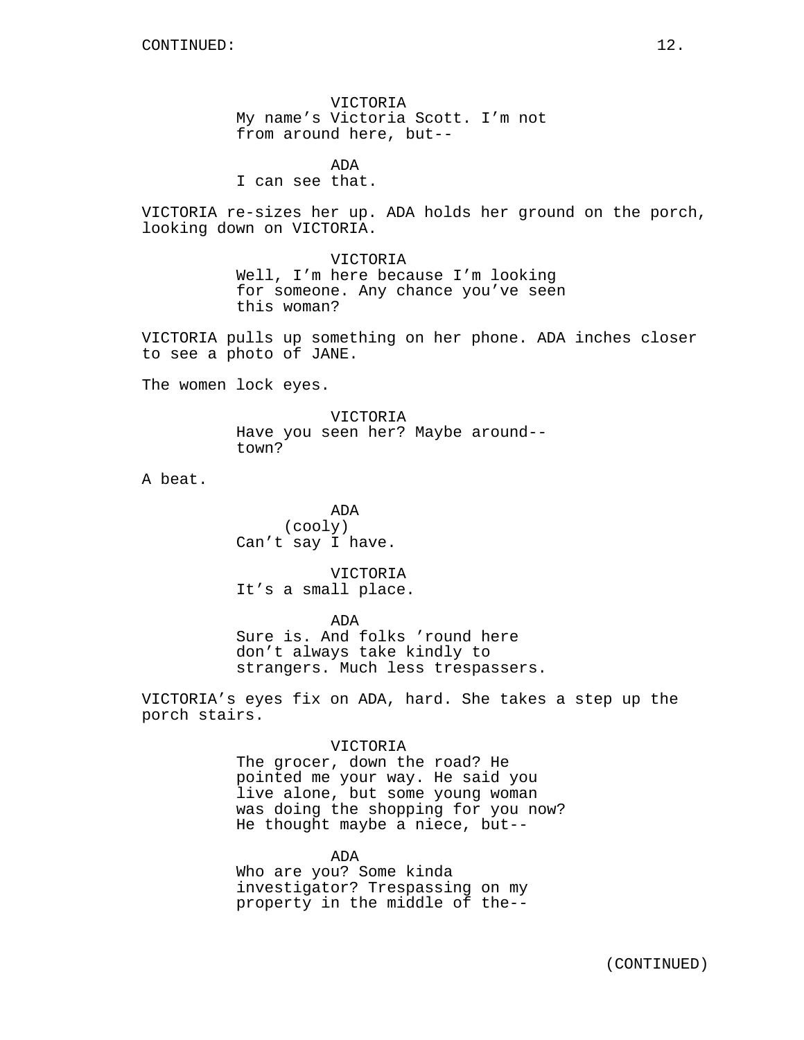CONTINUED:

VICTORIA
My name's Victoria Scott. I'm not from around here, but--

ADA
I can see that.

VICTORIA re-sizes her up. ADA holds her ground on the porch, looking down on VICTORIA.

VICTORIA
Well, I'm here because I'm looking for someone. Any chance you've seen this woman?

VICTORIA pulls up something on her phone. ADA inches closer to see a photo of JANE.

The women lock eyes.

VICTORIA
Have you seen her? Maybe around-- town?

A beat.

ADA
(cooly)
Can't say I have.

VICTORIA
It's a small place.

ADA
Sure is. And folks 'round here don't always take kindly to strangers. Much less trespassers.

VICTORIA's eyes fix on ADA, hard. She takes a step up the porch stairs.

VICTORIA
The grocer, down the road? He pointed me your way. He said you live alone, but some young woman was doing the shopping for you now? He thought maybe a niece, but--

ADA
Who are you? Some kinda investigator? Trespassing on my property in the middle of the--

(CONTINUED)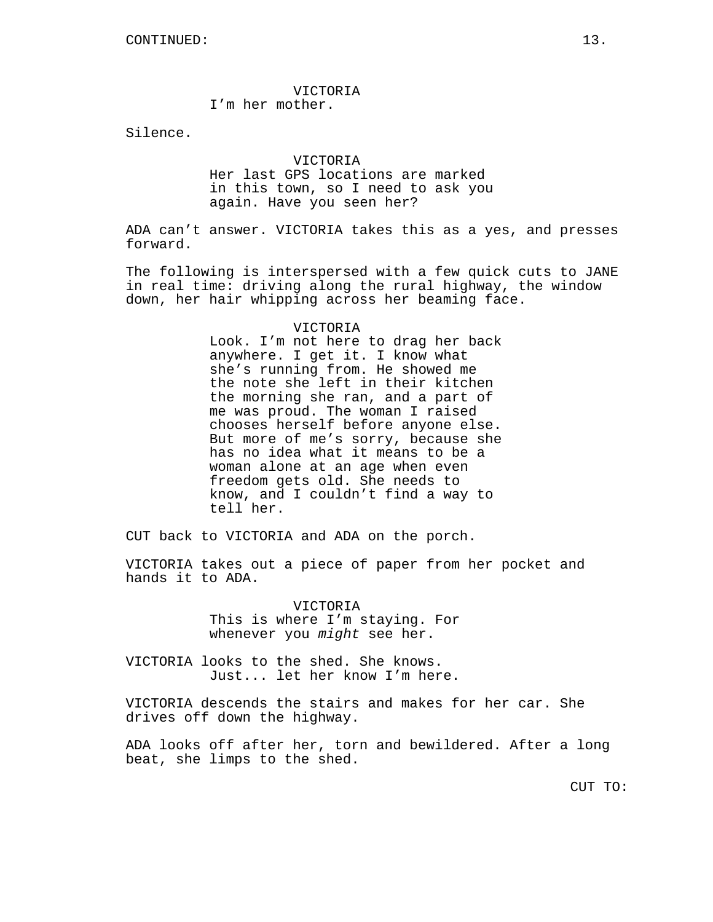CONTINUED:

VICTORIA
I'm her mother.

Silence.

VICTORIA
Her last GPS locations are marked in this town, so I need to ask you again. Have you seen her?

ADA can't answer. VICTORIA takes this as a yes, and presses forward.

The following is interspersed with a few quick cuts to JANE in real time: driving along the rural highway, the window down, her hair whipping across her beaming face.

VICTORIA
Look. I'm not here to drag her back anywhere. I get it. I know what she's running from. He showed me the note she left in their kitchen the morning she ran, and a part of me was proud. The woman I raised chooses herself before anyone else. But more of me's sorry, because she has no idea what it means to be a woman alone at an age when even freedom gets old. She needs to know, and I couldn't find a way to tell her.

CUT back to VICTORIA and ADA on the porch.

VICTORIA takes out a piece of paper from her pocket and hands it to ADA.

VICTORIA
This is where I'm staying. For whenever you *might* see her.

VICTORIA looks to the shed. She knows.
Just... let her know I'm here.

VICTORIA descends the stairs and makes for her car. She drives off down the highway.

ADA looks off after her, torn and bewildered. After a long beat, she limps to the shed.

CUT TO: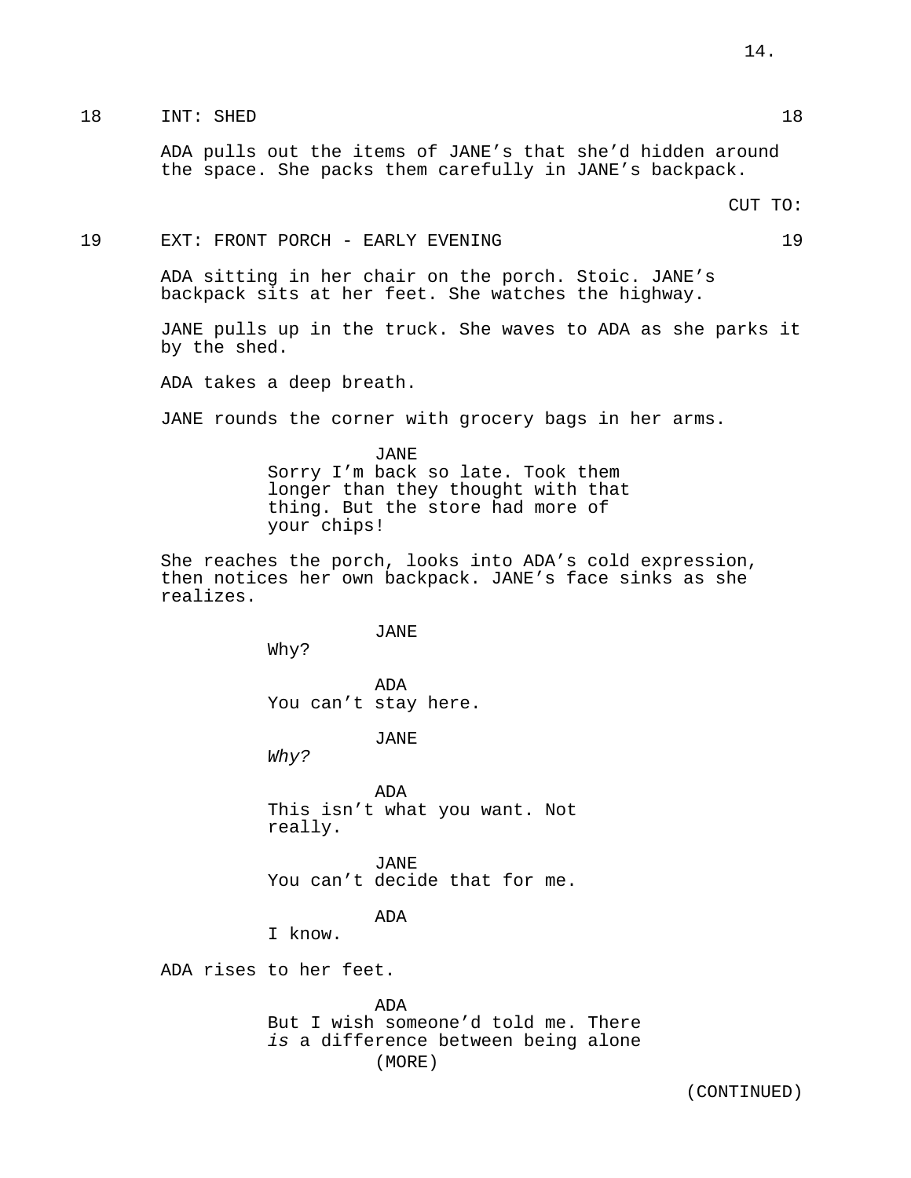18 INT: SHED 18

ADA pulls out the items of JANE's that she'd hidden around the space. She packs them carefully in JANE's backpack.

CUT TO:

19 EXT: FRONT PORCH - EARLY EVENING 19

ADA sitting in her chair on the porch. Stoic. JANE's backpack sits at her feet. She watches the highway.

JANE pulls up in the truck. She waves to ADA as she parks it by the shed.

ADA takes a deep breath.

JANE rounds the corner with grocery bags in her arms.

JANE
Sorry I'm back so late. Took them longer than they thought with that thing. But the store had more of your chips!

She reaches the porch, looks into ADA's cold expression, then notices her own backpack. JANE's face sinks as she realizes.

JANE
Why?

ADA
You can't stay here.

JANE
*Why?*

ADA
This isn't what you want. Not really.

JANE
You can't decide that for me.

ADA
I know.

ADA rises to her feet.

ADA
But I wish someone'd told me. There *is* a difference between being alone
(MORE)

(CONTINUED)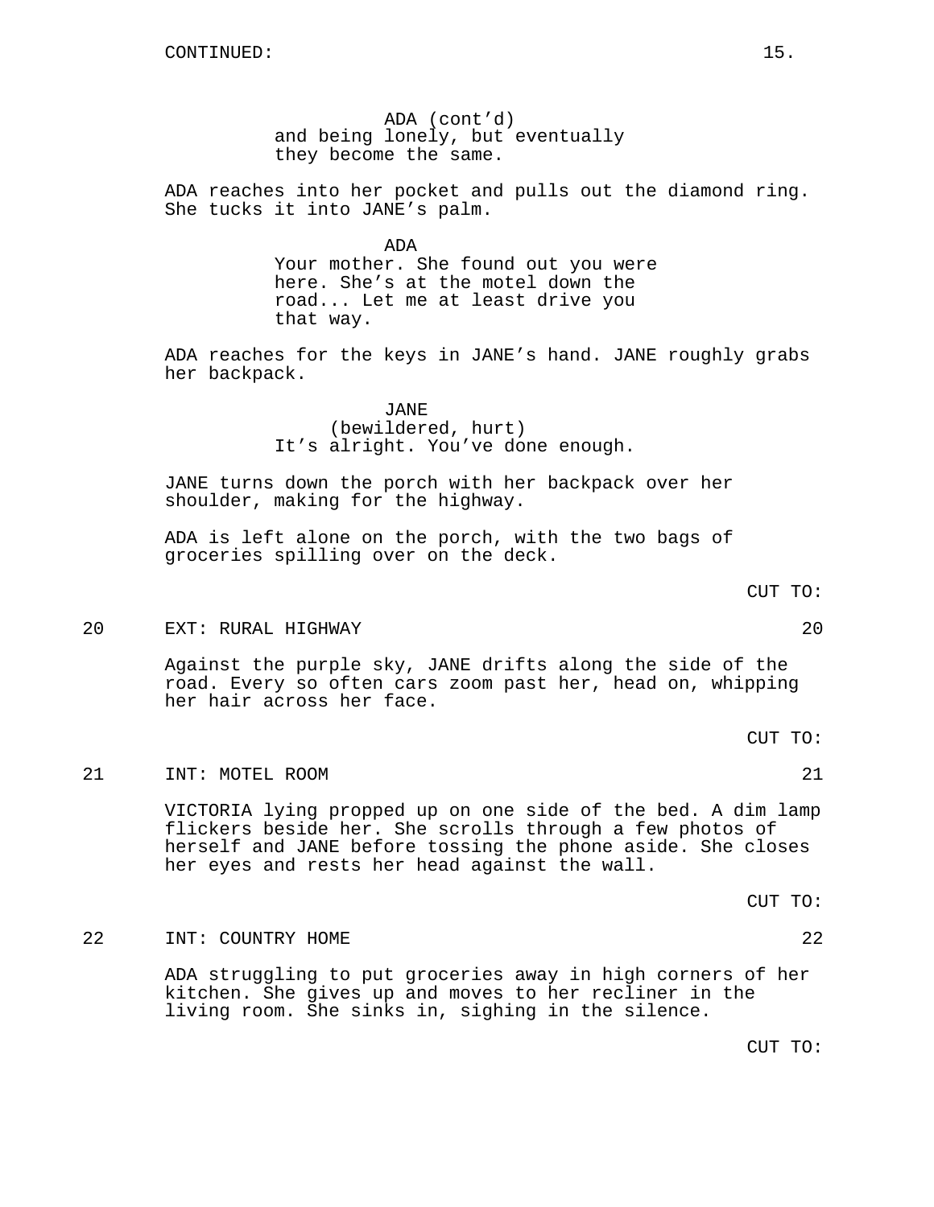CONTINUED:

ADA (cont'd)
and being lonely, but eventually
they become the same.

ADA reaches into her pocket and pulls out the diamond ring. She tucks it into JANE's palm.

ADA
Your mother. She found out you were here. She's at the motel down the road... Let me at least drive you that way.

ADA reaches for the keys in JANE's hand. JANE roughly grabs her backpack.

JANE
(bewildered, hurt)
It's alright. You've done enough.

JANE turns down the porch with her backpack over her shoulder, making for the highway.

ADA is left alone on the porch, with the two bags of groceries spilling over on the deck.

CUT TO:

20 EXT: RURAL HIGHWAY 20

Against the purple sky, JANE drifts along the side of the road. Every so often cars zoom past her, head on, whipping her hair across her face.

CUT TO:

21 INT: MOTEL ROOM 21

VICTORIA lying propped up on one side of the bed. A dim lamp flickers beside her. She scrolls through a few photos of herself and JANE before tossing the phone aside. She closes her eyes and rests her head against the wall.

CUT TO:

22 INT: COUNTRY HOME 22

ADA struggling to put groceries away in high corners of her kitchen. She gives up and moves to her recliner in the living room. She sinks in, sighing in the silence.

CUT TO: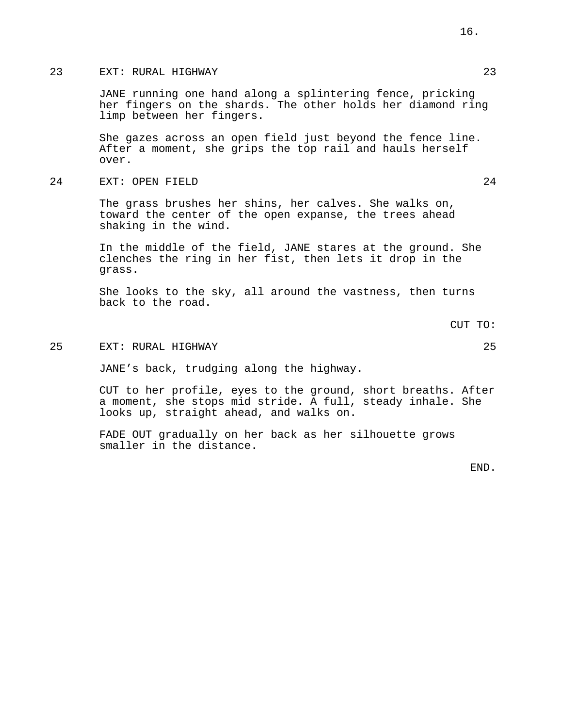23 EXT: RURAL HIGHWAY 23

JANE running one hand along a splintering fence, pricking her fingers on the shards. The other holds her diamond ring limp between her fingers.

She gazes across an open field just beyond the fence line. After a moment, she grips the top rail and hauls herself over.

24 EXT: OPEN FIELD 24

The grass brushes her shins, her calves. She walks on, toward the center of the open expanse, the trees ahead shaking in the wind.

In the middle of the field, JANE stares at the ground. She clenches the ring in her fist, then lets it drop in the grass.

She looks to the sky, all around the vastness, then turns back to the road.

CUT TO:

25 EXT: RURAL HIGHWAY 25

JANE's back, trudging along the highway.

CUT to her profile, eyes to the ground, short breaths. After a moment, she stops mid stride. A full, steady inhale. She looks up, straight ahead, and walks on.

FADE OUT gradually on her back as her silhouette grows smaller in the distance.

END.